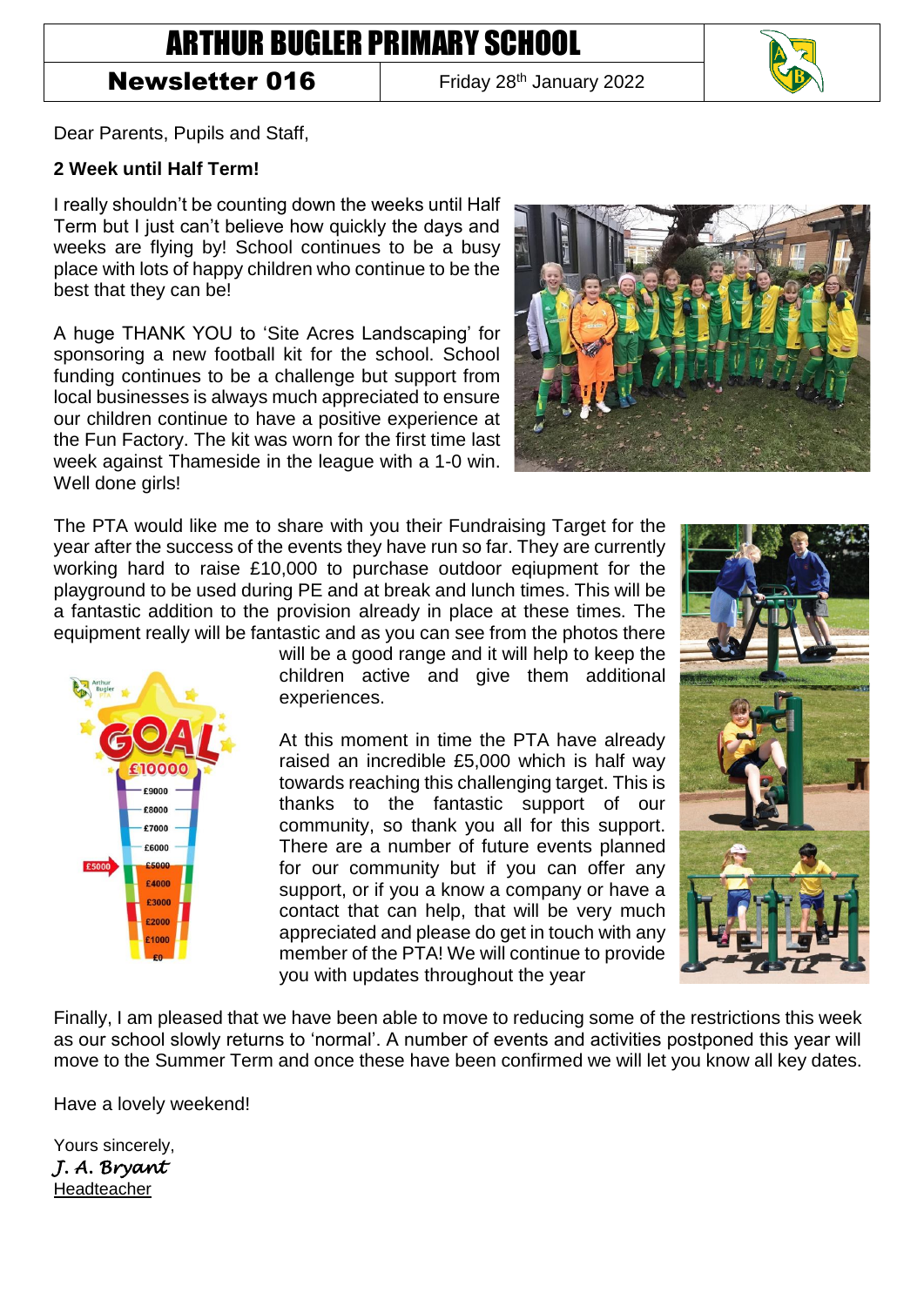# ARTHUR BUGLER PRIMARY SCHOOL

**Newsletter 016** — Friday 28th January 2022

Dear Parents, Pupils and Staff,

**2 Week until Half Term!**

I really shouldn't be counting down the weeks until Half Term but I just can't believe how quickly the days and weeks are flying by! School continues to be a busy place with lots of happy children who continue to be the best that they can be!

A huge THANK YOU to 'Site Acres Landscaping' for sponsoring a new football kit for the school. School funding continues to be a challenge but support from local businesses is always much appreciated to ensure our children continue to have a positive experience at the Fun Factory. The kit was worn for the first time last week against Thameside in the league with a 1-0 win. Well done girls!

The PTA would like me to share with you their Fundraising Target for the year after the success of the events they have run so far. They are currently working hard to raise £10,000 to purchase outdoor eqiupment for the playground to be used during PE and at break and lunch times. This will be a fantastic addition to the provision already in place at these times. The equipment really will be fantastic and as you can see from the photos there will be a good range and it will help to keep the children active and give them additional experiences.

GOAL
£10000
£9000
£8000
£7000
£6000
£5000
£4000
£3000
£2000
£1000
£0

At this moment in time the PTA have already raised an incredible £5,000 which is half way towards reaching this challenging target. This is thanks to the fantastic support of our community, so thank you all for this support. There are a number of future events planned for our community but if you can offer any support, or if you a know a company or have a contact that can help, that will be very much appreciated and please do get in touch with any member of the PTA! We will continue to provide you with updates throughout the year

Finally, I am pleased that we have been able to move to reducing some of the restrictions this week as our school slowly returns to 'normal'. A number of events and activities postponed this year will move to the Summer Term and once these have been confirmed we will let you know all key dates.

Have a lovely weekend!

Yours sincerely,

*J. A. Bryant*

Headteacher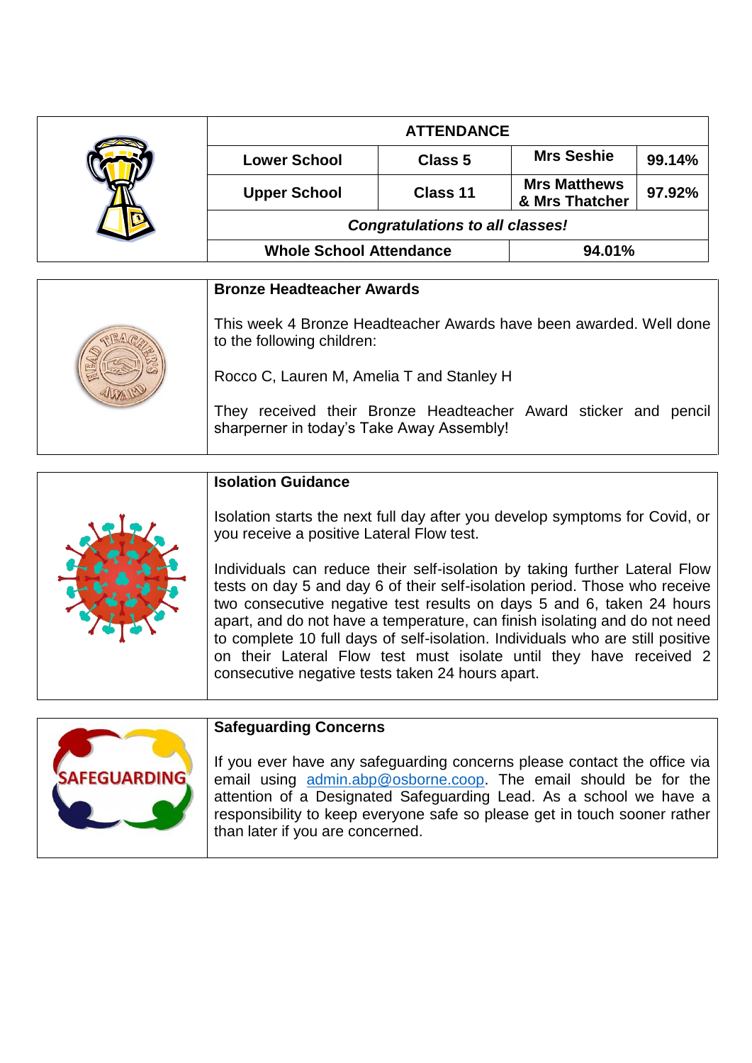| ATTENDANCE | | | |
| --- | --- | --- | --- |
| Lower School | Class 5 | Mrs Seshie | 99.14% |
| Upper School | Class 11 | Mrs Matthews & Mrs Thatcher | 97.92% |
| *Congratulations to all classes!* | | | |
| Whole School Attendance | | 94.01% | |

**Bronze Headteacher Awards**

This week 4 Bronze Headteacher Awards have been awarded. Well done to the following children:

Rocco C, Lauren M, Amelia T and Stanley H

They received their Bronze Headteacher Award sticker and pencil sharperner in today's Take Away Assembly!

**Isolation Guidance**

Isolation starts the next full day after you develop symptoms for Covid, or you receive a positive Lateral Flow test.

Individuals can reduce their self-isolation by taking further Lateral Flow tests on day 5 and day 6 of their self-isolation period. Those who receive two consecutive negative test results on days 5 and 6, taken 24 hours apart, and do not have a temperature, can finish isolating and do not need to complete 10 full days of self-isolation. Individuals who are still positive on their Lateral Flow test must isolate until they have received 2 consecutive negative tests taken 24 hours apart.

**Safeguarding Concerns**

If you ever have any safeguarding concerns please contact the office via email using admin.abp@osborne.coop. The email should be for the attention of a Designated Safeguarding Lead. As a school we have a responsibility to keep everyone safe so please get in touch sooner rather than later if you are concerned.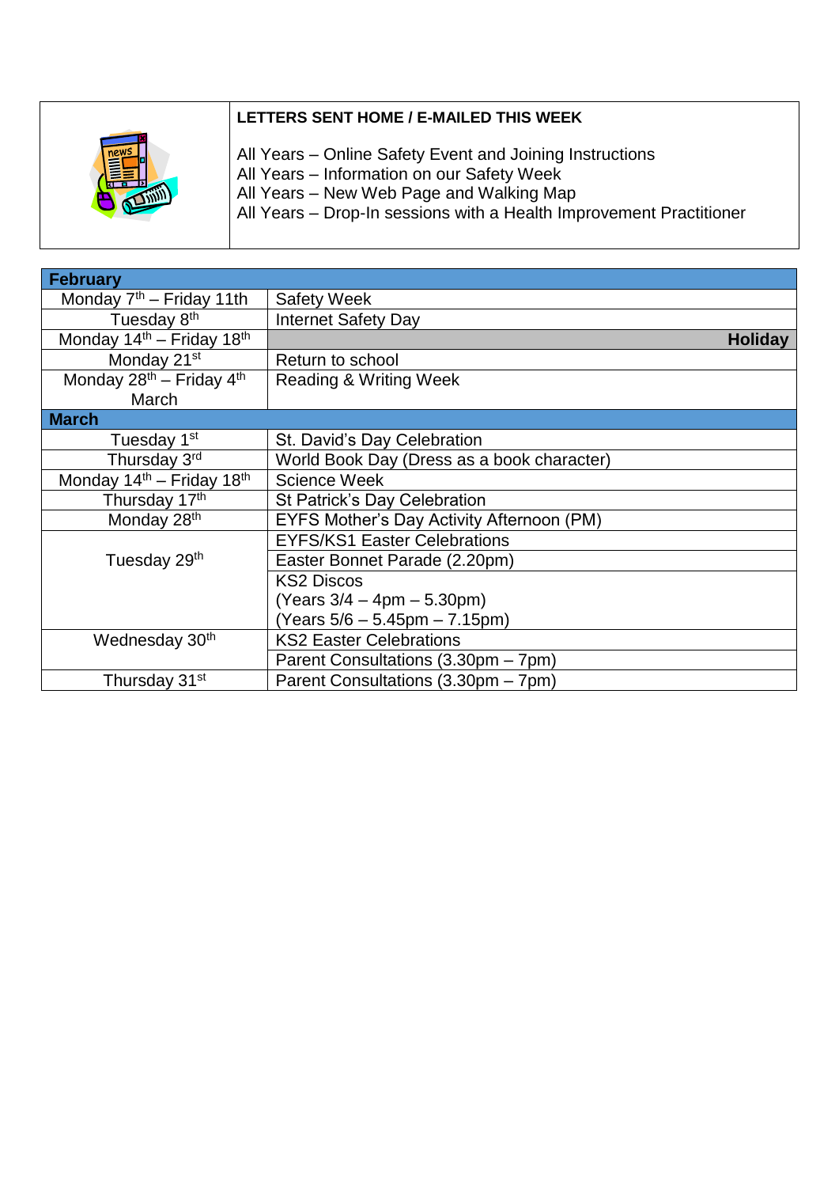**LETTERS SENT HOME / E-MAILED THIS WEEK**

All Years – Online Safety Event and Joining Instructions
All Years – Information on our Safety Week
All Years – New Web Page and Walking Map
All Years – Drop-In sessions with a Health Improvement Practitioner

| | |
|---|---|
| **February** | |
| Monday 7th – Friday 11th | Safety Week |
| Tuesday 8th | Internet Safety Day |
| Monday 14th – Friday 18th | **Holiday** |
| Monday 21st | Return to school |
| Monday 28th – Friday 4th March | Reading & Writing Week |
| **March** | |
| Tuesday 1st | St. David's Day Celebration |
| Thursday 3rd | World Book Day (Dress as a book character) |
| Monday 14th – Friday 18th | Science Week |
| Thursday 17th | St Patrick's Day Celebration |
| Monday 28th | EYFS Mother's Day Activity Afternoon (PM) |
| Tuesday 29th | EYFS/KS1 Easter Celebrations |
| | Easter Bonnet Parade (2.20pm) |
| | KS2 Discos<br>(Years 3/4 – 4pm – 5.30pm)<br>(Years 5/6 – 5.45pm – 7.15pm) |
| Wednesday 30th | KS2 Easter Celebrations |
| | Parent Consultations (3.30pm – 7pm) |
| Thursday 31st | Parent Consultations (3.30pm – 7pm) |